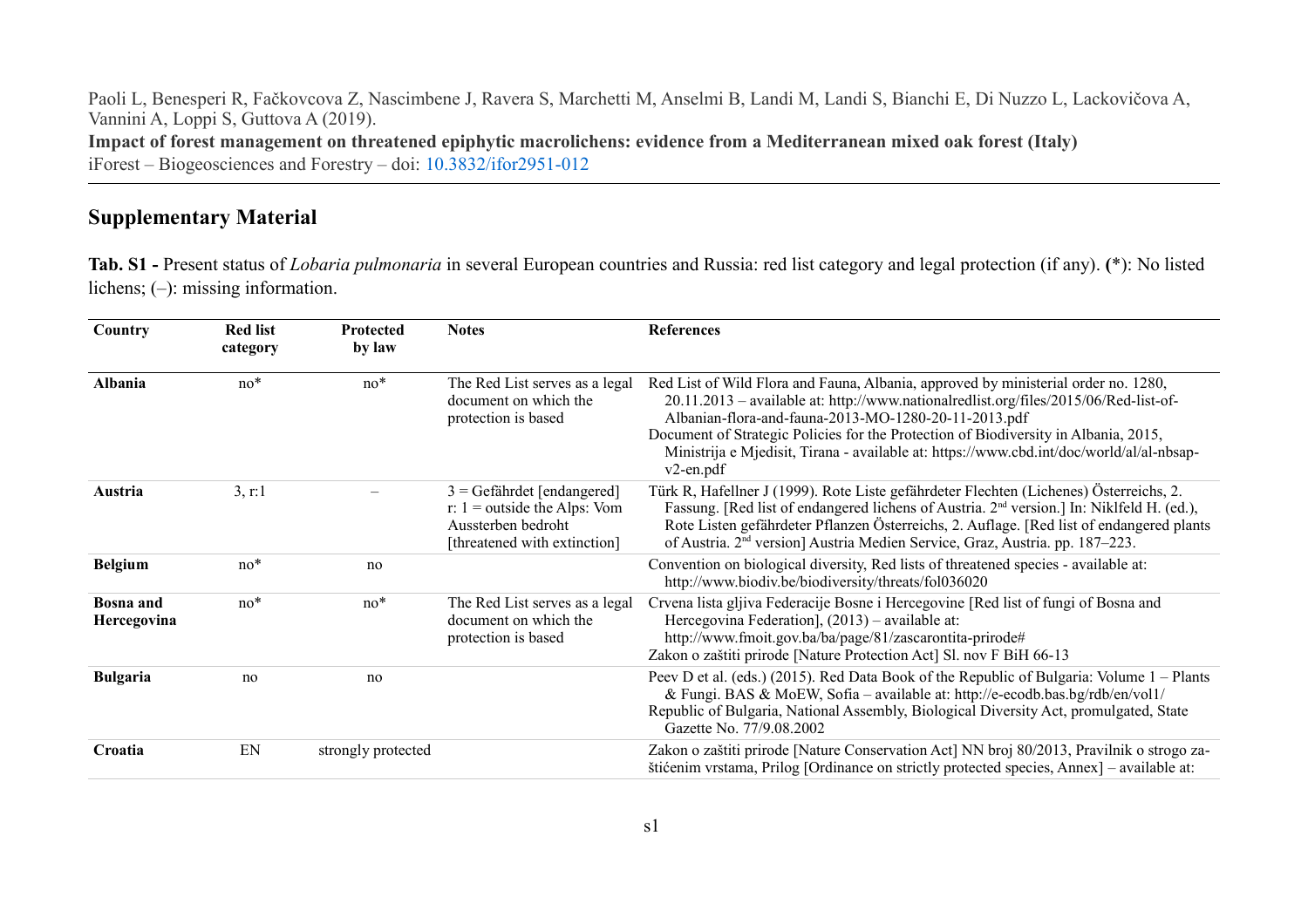Paoli L, Benesperi R, Fačkovcova Z, Nascimbene J, Ravera S, Marchetti M, Anselmi B, Landi M, Landi S, Bianchi E, Di Nuzzo L, Lackovičova A, Vannini A, Loppi S, Guttova A (2019).

**Impact of forest management on threatened epiphytic macrolichens: evidence from a Mediterranean mixed oak forest (Italy)**

iForest – Biogeosciences and Forestry – doi: 10.3832/ifor2951-012

## Supplementary Material

**Tab. S1 -** Present status of *Lobaria pulmonaria* in several European countries and Russia: red list category and legal protection (if any). **(**\*): No listed lichens; (–): missing information.

| Country | Red list category | Protected by law | Notes | References |
|---|---|---|---|---|
| **Albania** | no* | no* | The Red List serves as a legal document on which the protection is based | Red List of Wild Flora and Fauna, Albania, approved by ministerial order no. 1280, 20.11.2013 – available at: http://www.nationalredlist.org/files/2015/06/Red-list-of-Albanian-flora-and-fauna-2013-MO-1280-20-11-2013.pdf<br>Document of Strategic Policies for the Protection of Biodiversity in Albania, 2015, Ministrija e Mjedisit, Tirana - available at: https://www.cbd.int/doc/world/al/al-nbsap-v2-en.pdf |
| **Austria** | 3, r:1 | – | 3 = Gefährdet [endangered]<br>r: 1 = outside the Alps: Vom Aussterben bedroht [threatened with extinction] | Türk R, Hafellner J (1999). Rote Liste gefährdeter Flechten (Lichenes) Österreichs, 2. Fassung. [Red list of endangered lichens of Austria. 2nd version.] In: Niklfeld H. (ed.), Rote Listen gefährdeter Pflanzen Österreichs, 2. Auflage. [Red list of endangered plants of Austria. 2nd version] Austria Medien Service, Graz, Austria. pp. 187–223. |
| **Belgium** | no* | no | | Convention on biological diversity, Red lists of threatened species - available at: http://www.biodiv.be/biodiversity/threats/fol036020 |
| **Bosna and Hercegovina** | no* | no* | The Red List serves as a legal document on which the protection is based | Crvena lista gljiva Federacije Bosne i Hercegovine [Red list of fungi of Bosna and Hercegovina Federation], (2013) – available at: http://www.fmoit.gov.ba/ba/page/81/zascarontita-prirode#<br>Zakon o zaštiti prirode [Nature Protection Act] Sl. nov F BiH 66-13 |
| **Bulgaria** | no | no | | Peev D et al. (eds.) (2015). Red Data Book of the Republic of Bulgaria: Volume 1 – Plants & Fungi. BAS & MoEW, Sofia – available at: http://e-ecodb.bas.bg/rdb/en/vol1/<br>Republic of Bulgaria, National Assembly, Biological Diversity Act, promulgated, State Gazette No. 77/9.08.2002 |
| **Croatia** | EN | strongly protected | | Zakon o zaštiti prirode [Nature Conservation Act] NN broj 80/2013, Pravilnik o strogo zaštićenim vrstama, Prilog [Ordinance on strictly protected species, Annex] – available at: |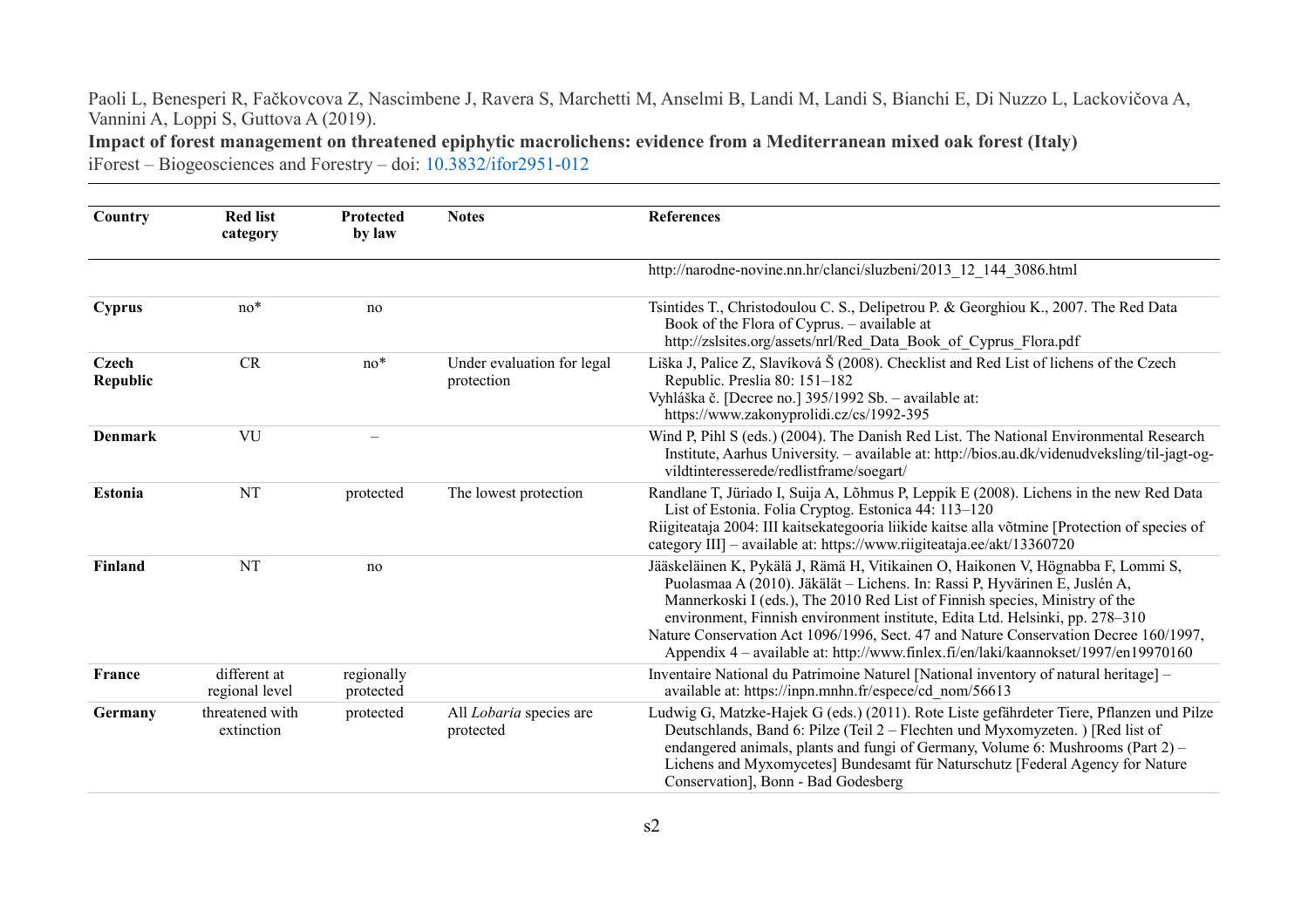Paoli L, Benesperi R, Fačkovcova Z, Nascimbene J, Ravera S, Marchetti M, Anselmi B, Landi M, Landi S, Bianchi E, Di Nuzzo L, Lackovičova A, Vannini A, Loppi S, Guttova A (2019).

**Impact of forest management on threatened epiphytic macrolichens: evidence from a Mediterranean mixed oak forest (Italy)**

iForest – Biogeosciences and Forestry – doi: 10.3832/ifor2951-012

| Country | Red list category | Protected by law | Notes | References |
|---|---|---|---|---|
| | | | | http://narodne-novine.nn.hr/clanci/sluzbeni/2013_12_144_3086.html |
| **Cyprus** | no* | no | | Tsintides T., Christodoulou C. S., Delipetrou P. & Georghiou K., 2007. The Red Data Book of the Flora of Cyprus. – available at http://zslsites.org/assets/nrl/Red_Data_Book_of_Cyprus_Flora.pdf |
| **Czech Republic** | CR | no* | Under evaluation for legal protection | Liška J, Palice Z, Slavíková Š (2008). Checklist and Red List of lichens of the Czech Republic. Preslia 80: 151–182<br>Vyhláška č. [Decree no.] 395/1992 Sb. – available at: https://www.zakonyprolidi.cz/cs/1992-395 |
| **Denmark** | VU | – | | Wind P, Pihl S (eds.) (2004). The Danish Red List. The National Environmental Research Institute, Aarhus University. – available at: http://bios.au.dk/videnudveksling/til-jagt-og-vildtinteresserede/redlistframe/soegart/ |
| **Estonia** | NT | protected | The lowest protection | Randlane T, Jüriado I, Suija A, Lõhmus P, Leppik E (2008). Lichens in the new Red Data List of Estonia. Folia Cryptog. Estonica 44: 113–120<br>Riigiteataja 2004: III kaitsekategooria liikide kaitse alla võtmine [Protection of species of category III] – available at: https://www.riigiteataja.ee/akt/13360720 |
| **Finland** | NT | no | | Jääskeläinen K, Pykälä J, Rämä H, Vitikainen O, Haikonen V, Högnabba F, Lommi S, Puolasmaa A (2010). Jäkälät – Lichens. In: Rassi P, Hyvärinen E, Juslén A, Mannerkoski I (eds.), The 2010 Red List of Finnish species, Ministry of the environment, Finnish environment institute, Edita Ltd. Helsinki, pp. 278–310<br>Nature Conservation Act 1096/1996, Sect. 47 and Nature Conservation Decree 160/1997, Appendix 4 – available at: http://www.finlex.fi/en/laki/kaannokset/1997/en19970160 |
| **France** | different at regional level | regionally protected | | Inventaire National du Patrimoine Naturel [National inventory of natural heritage] – available at: https://inpn.mnhn.fr/espece/cd_nom/56613 |
| **Germany** | threatened with extinction | protected | All *Lobaria* species are protected | Ludwig G, Matzke-Hajek G (eds.) (2011). Rote Liste gefährdeter Tiere, Pflanzen und Pilze Deutschlands, Band 6: Pilze (Teil 2 – Flechten und Myxomyzeten. ) [Red list of endangered animals, plants and fungi of Germany, Volume 6: Mushrooms (Part 2) – Lichens and Myxomycetes] Bundesamt für Naturschutz [Federal Agency for Nature Conservation], Bonn - Bad Godesberg |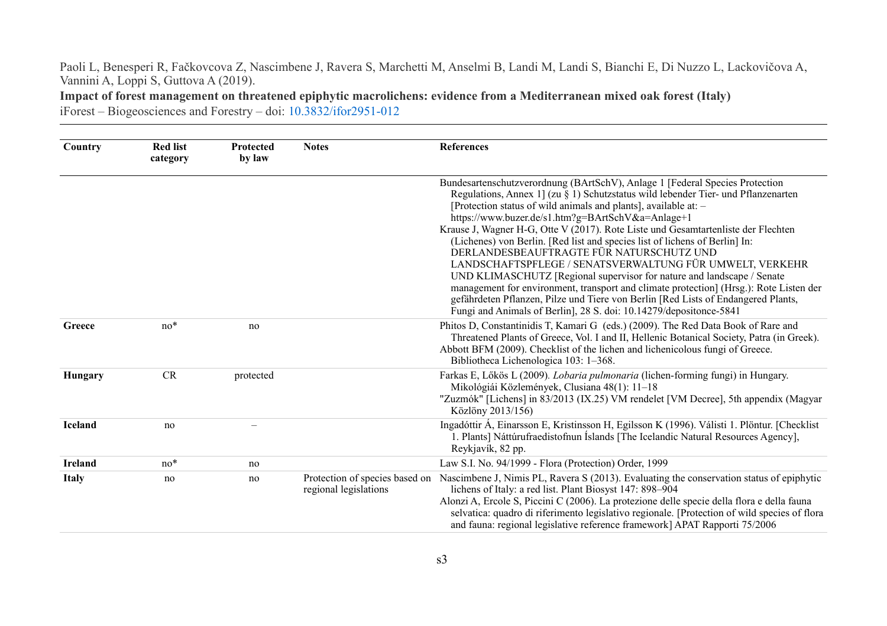| Country | Red list category | Protected by law | Notes | References |
|---|---|---|---|---|
| | | | | Bundesartenschutzverordnung (BArtSchV), Anlage 1 [Federal Species Protection Regulations, Annex 1] (zu § 1) Schutzstatus wild lebender Tier- und Pflanzenarten [Protection status of wild animals and plants], available at: – https://www.buzer.de/s1.htm?g=BArtSchV&a=Anlage+1<br>Krause J, Wagner H-G, Otte V (2017). Rote Liste und Gesamtartenliste der Flechten (Lichenes) von Berlin. [Red list and species list of lichens of Berlin] In: DERLANDESBEAUFTRAGTE FÜR NATURSCHUTZ UND LANDSCHAFTSPFLEGE / SENATSVERWALTUNG FÜR UMWELT, VERKEHR UND KLIMASCHUTZ [Regional supervisor for nature and landscape / Senate management for environment, transport and climate protection] (Hrsg.): Rote Listen der gefährdeten Pflanzen, Pilze und Tiere von Berlin [Red Lists of Endangered Plants, Fungi and Animals of Berlin], 28 S. doi: 10.14279/depositonce-5841 |
| **Greece** | no* | no | | Phitos D, Constantinidis T, Kamari G (eds.) (2009). The Red Data Book of Rare and Threatened Plants of Greece, Vol. I and II, Hellenic Botanical Society, Patra (in Greek).<br>Abbott BFM (2009). Checklist of the lichen and lichenicolous fungi of Greece. Bibliotheca Lichenologica 103: 1–368. |
| **Hungary** | CR | protected | | Farkas E, Lőkös L (2009). *Lobaria pulmonaria* (lichen-forming fungi) in Hungary. Mikológiái Közlemények, Clusiana 48(1): 11–18<br>"Zuzmók" [Lichens] in 83/2013 (IX.25) VM rendelet [VM Decree], 5th appendix (Magyar Közlöny 2013/156) |
| **Iceland** | no | – | | Ingadóttir Á, Einarsson E, Kristinsson H, Egilsson K (1996). Válisti 1. Plöntur. [Checklist 1. Plants] Náttúrufraedistofnun Íslands [The Icelandic Natural Resources Agency], Reykjavík, 82 pp. |
| **Ireland** | no* | no | | Law S.I. No. 94/1999 - Flora (Protection) Order, 1999 |
| **Italy** | no | no | Protection of species based on regional legislations | Nascimbene J, Nimis PL, Ravera S (2013). Evaluating the conservation status of epiphytic lichens of Italy: a red list. Plant Biosyst 147: 898–904<br>Alonzi A, Ercole S, Piccini C (2006). La protezione delle specie della flora e della fauna selvatica: quadro di riferimento legislativo regionale. [Protection of wild species of flora and fauna: regional legislative reference framework] APAT Rapporti 75/2006 |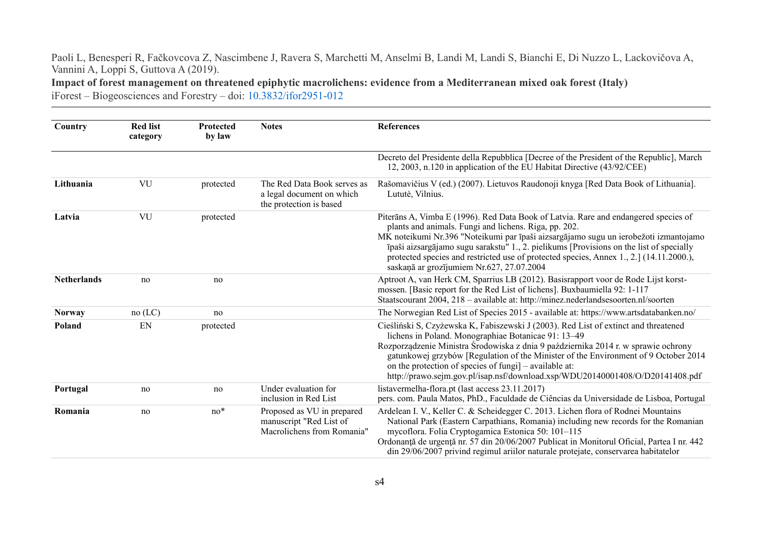Paoli L, Benesperi R, Fačkovcova Z, Nascimbene J, Ravera S, Marchetti M, Anselmi B, Landi M, Landi S, Bianchi E, Di Nuzzo L, Lackovičova A, Vannini A, Loppi S, Guttova A (2019).
**Impact of forest management on threatened epiphytic macrolichens: evidence from a Mediterranean mixed oak forest (Italy)**
iForest – Biogeosciences and Forestry – doi: 10.3832/ifor2951-012

| Country | Red list category | Protected by law | Notes | References |
|---|---|---|---|---|
| | | | | Decreto del Presidente della Repubblica [Decree of the President of the Republic], March 12, 2003, n.120 in application of the EU Habitat Directive (43/92/CEE) |
| **Lithuania** | VU | protected | The Red Data Book serves as a legal document on which the protection is based | Rašomavičius V (ed.) (2007). Lietuvos Raudonoji knyga [Red Data Book of Lithuania]. Lututė, Vilnius. |
| **Latvia** | VU | protected | | Piterāns A, Vimba E (1996). Red Data Book of Latvia. Rare and endangered species of plants and animals. Fungi and lichens. Riga, pp. 202.<br>MK noteikumi Nr.396 "Noteikumi par īpaši aizsargājamo sugu un ierobežoti izmantojamo īpaši aizsargājamo sugu sarakstu" 1., 2. pielikums [Provisions on the list of specially protected species and restricted use of protected species, Annex 1., 2.] (14.11.2000.), saskaņā ar grozījumiem Nr.627, 27.07.2004 |
| **Netherlands** | no | no | | Aptroot A, van Herk CM, Sparrius LB (2012). Basisrapport voor de Rode Lijst korst-mossen. [Basic report for the Red List of lichens]. Buxbaumiella 92: 1-117<br>Staatscourant 2004, 218 – available at: http://minez.nederlandsesoorten.nl/soorten |
| **Norway** | no (LC) | no | | The Norwegian Red List of Species 2015 - available at: https://www.artsdatabanken.no/ |
| **Poland** | EN | protected | | Cieśliński S, Czyżewska K, Fabiszewski J (2003). Red List of extinct and threatened lichens in Poland. Monographiae Botanicae 91: 13–49<br>Rozporządzenie Ministra Środowiska z dnia 9 października 2014 r. w sprawie ochrony gatunkowej grzybów [Regulation of the Minister of the Environment of 9 October 2014 on the protection of species of fungi] – available at: http://prawo.sejm.gov.pl/isap.nsf/download.xsp/WDU20140001408/O/D20141408.pdf |
| **Portugal** | no | no | Under evaluation for inclusion in Red List | listavermelha-flora.pt (last access 23.11.2017)<br>pers. com. Paula Matos, PhD., Faculdade de Ciências da Universidade de Lisboa, Portugal |
| **Romania** | no | no* | Proposed as VU in prepared manuscript "Red List of Macrolichens from Romania" | Ardelean I. V., Keller C. & Scheidegger C. 2013. Lichen flora of Rodnei Mountains National Park (Eastern Carpathians, Romania) including new records for the Romanian mycoflora. Folia Cryptogamica Estonica 50: 101–115<br>Ordonanţă de urgenţă nr. 57 din 20/06/2007 Publicat in Monitorul Oficial, Partea I nr. 442 din 29/06/2007 privind regimul ariilor naturale protejate, conservarea habitatelor |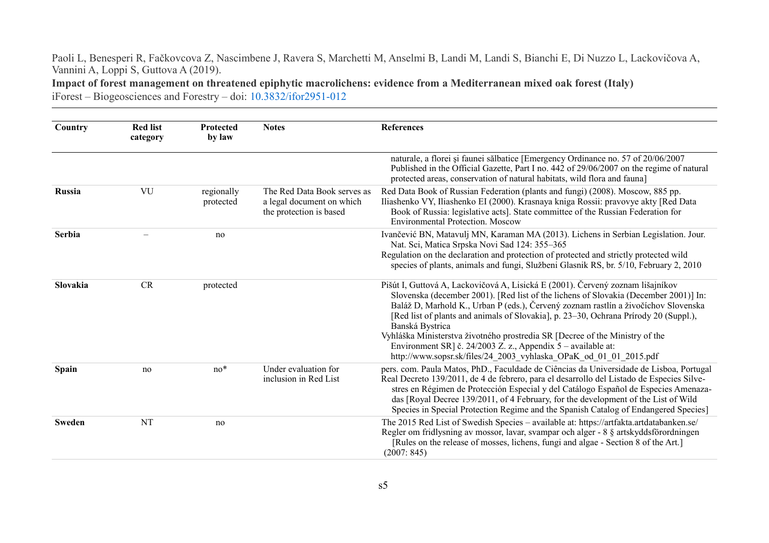| Country | Red list category | Protected by law | Notes | References |
|---|---|---|---|---|
| | | | | naturale, a florei şi faunei sălbatice [Emergency Ordinance no. 57 of 20/06/2007 Published in the Official Gazette, Part I no. 442 of 29/06/2007 on the regime of natural protected areas, conservation of natural habitats, wild flora and fauna] |
| **Russia** | VU | regionally protected | The Red Data Book serves as a legal document on which the protection is based | Red Data Book of Russian Federation (plants and fungi) (2008). Moscow, 885 pp. Iliashenko VY, Iliashenko EI (2000). Krasnaya kniga Rossii: pravovye akty [Red Data Book of Russia: legislative acts]. State committee of the Russian Federation for Environmental Protection. Moscow |
| **Serbia** | – | no | | Ivančević BN, Matavulj MN, Karaman MA (2013). Lichens in Serbian Legislation. Jour. Nat. Sci, Matica Srpska Novi Sad 124: 355–365 Regulation on the declaration and protection of protected and strictly protected wild species of plants, animals and fungi, Službeni Glasnik RS, br. 5/10, February 2, 2010 |
| **Slovakia** | CR | protected | | Pišút I, Guttová A, Lackovičová A, Lisická E (2001). Červený zoznam lišajníkov Slovenska (december 2001). [Red list of the lichens of Slovakia (December 2001)] In: Baláž D, Marhold K., Urban P (eds.), Červený zoznam rastlín a živočíchov Slovenska [Red list of plants and animals of Slovakia], p. 23–30, Ochrana Prírody 20 (Suppl.), Banská Bystrica Vyhláška Ministerstva životného prostredia SR [Decree of the Ministry of the Environment SR] č. 24/2003 Z. z., Appendix 5 – available at: http://www.sopsr.sk/files/24_2003_vyhlaska_OPaK_od_01_01_2015.pdf |
| **Spain** | no | no* | Under evaluation for inclusion in Red List | pers. com. Paula Matos, PhD., Faculdade de Ciências da Universidade de Lisboa, Portugal Real Decreto 139/2011, de 4 de febrero, para el desarrollo del Listado de Especies Silvestres en Régimen de Protección Especial y del Catálogo Español de Especies Amenazadas [Royal Decree 139/2011, of 4 February, for the development of the List of Wild Species in Special Protection Regime and the Spanish Catalog of Endangered Species] |
| **Sweden** | NT | no | | The 2015 Red List of Swedish Species – available at: https://artfakta.artdatabanken.se/ Regler om fridlysning av mossor, lavar, svampar och alger - 8 § artskyddsförordningen [Rules on the release of mosses, lichens, fungi and algae - Section 8 of the Art.] (2007: 845) |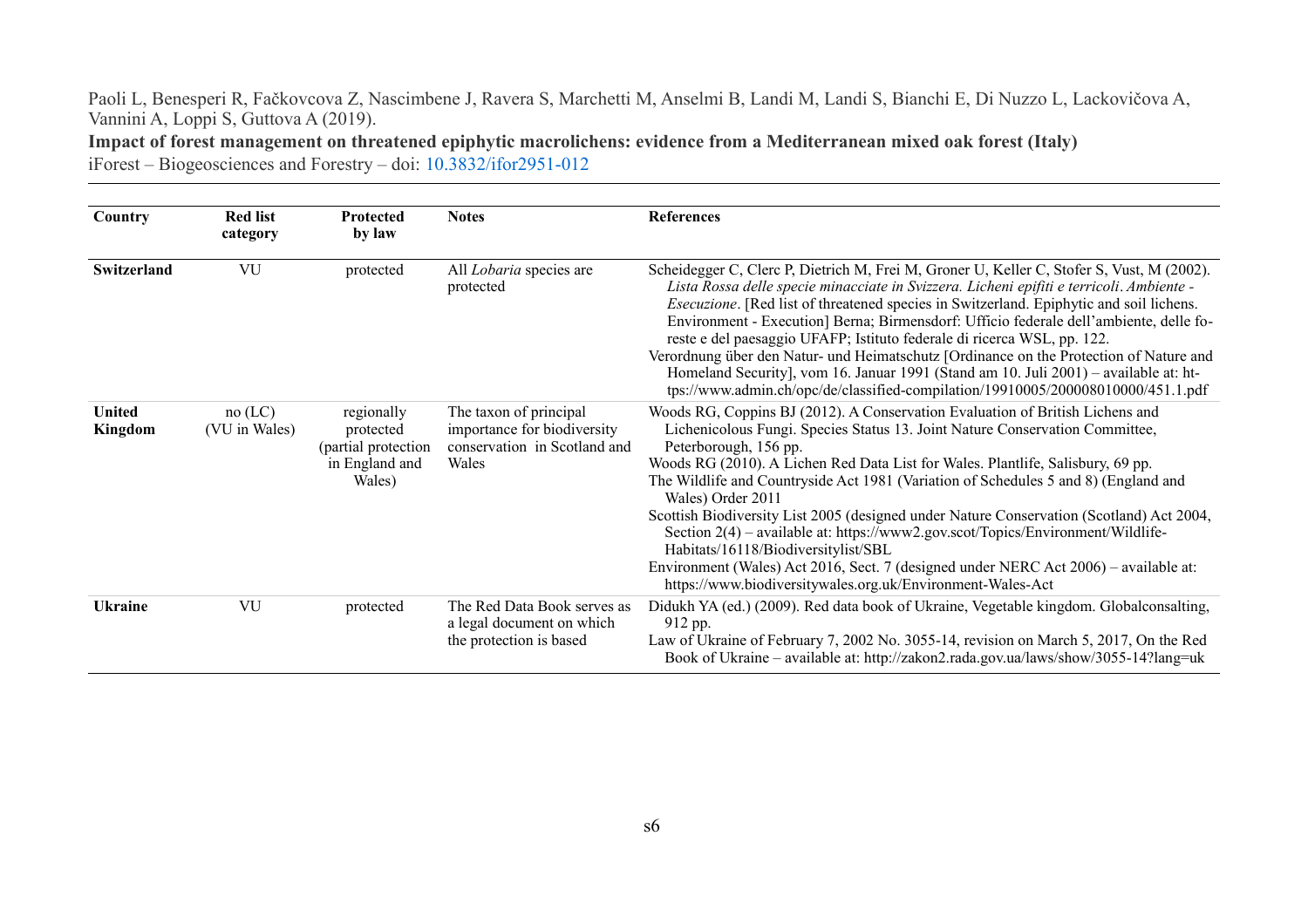Paoli L, Benesperi R, Fačkovcova Z, Nascimbene J, Ravera S, Marchetti M, Anselmi B, Landi M, Landi S, Bianchi E, Di Nuzzo L, Lackovičova A, Vannini A, Loppi S, Guttova A (2019).

**Impact of forest management on threatened epiphytic macrolichens: evidence from a Mediterranean mixed oak forest (Italy)**

iForest – Biogeosciences and Forestry – doi: 10.3832/ifor2951-012

| Country | Red list category | Protected by law | Notes | References |
|---|---|---|---|---|
| **Switzerland** | VU | protected | All *Lobaria* species are protected | Scheidegger C, Clerc P, Dietrich M, Frei M, Groner U, Keller C, Stofer S, Vust, M (2002). *Lista Rossa delle specie minacciate in Svizzera. Licheni epifiti e terricoli*. *Ambiente - Esecuzione*. [Red list of threatened species in Switzerland. Epiphytic and soil lichens. Environment - Execution] Berna; Birmensdorf: Ufficio federale dell'ambiente, delle foreste e del paesaggio UFAFP; Istituto federale di ricerca WSL, pp. 122. Verordnung über den Natur- und Heimatschutz [Ordinance on the Protection of Nature and Homeland Security], vom 16. Januar 1991 (Stand am 10. Juli 2001) – available at: https://www.admin.ch/opc/de/classified-compilation/19910005/200008010000/451.1.pdf |
| **United Kingdom** | no (LC) (VU in Wales) | regionally protected (partial protection in England and Wales) | The taxon of principal importance for biodiversity conservation in Scotland and Wales | Woods RG, Coppins BJ (2012). A Conservation Evaluation of British Lichens and Lichenicolous Fungi. Species Status 13. Joint Nature Conservation Committee, Peterborough, 156 pp. Woods RG (2010). A Lichen Red Data List for Wales. Plantlife, Salisbury, 69 pp. The Wildlife and Countryside Act 1981 (Variation of Schedules 5 and 8) (England and Wales) Order 2011 Scottish Biodiversity List 2005 (designed under Nature Conservation (Scotland) Act 2004, Section 2(4) – available at: https://www2.gov.scot/Topics/Environment/Wildlife-Habitats/16118/Biodiversitylist/SBL Environment (Wales) Act 2016, Sect. 7 (designed under NERC Act 2006) – available at: https://www.biodiversitywales.org.uk/Environment-Wales-Act |
| **Ukraine** | VU | protected | The Red Data Book serves as a legal document on which the protection is based | Didukh YA (ed.) (2009). Red data book of Ukraine, Vegetable kingdom. Globalconsalting, 912 pp. Law of Ukraine of February 7, 2002 No. 3055-14, revision on March 5, 2017, On the Red Book of Ukraine – available at: http://zakon2.rada.gov.ua/laws/show/3055-14?lang=uk |